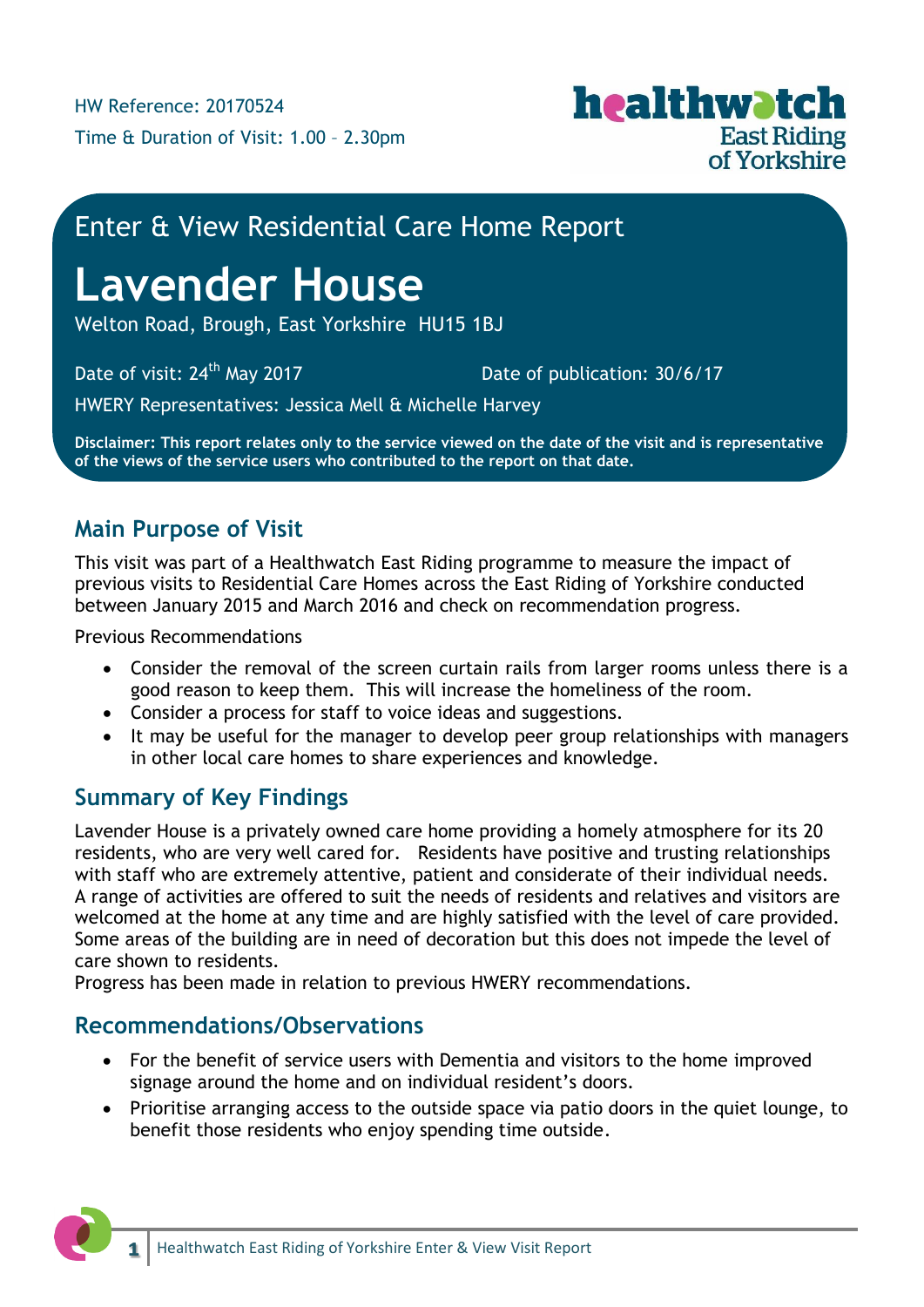HW Reference: 20170524

Time & Duration of Visit: 1.00 – 2.30pm

## Enter & View Residential Care Home Report

# Lavender House

Welton Road, Brough, East Yorkshire HU15 1BJ

Date of visit: 24th May 2017

Date of publication: 30/6/17

HWERY Representatives: Jessica Mell & Michelle Harvey

**Disclaimer: This report relates only to the service viewed on the date of the visit and is representative of the views of the service users who contributed to the report on that date.**

## Main Purpose of Visit

This visit was part of a Healthwatch East Riding programme to measure the impact of previous visits to Residential Care Homes across the East Riding of Yorkshire conducted between January 2015 and March 2016 and check on recommendation progress.

Previous Recommendations

- Consider the removal of the screen curtain rails from larger rooms unless there is a good reason to keep them. This will increase the homeliness of the room.
- Consider a process for staff to voice ideas and suggestions.
- It may be useful for the manager to develop peer group relationships with managers in other local care homes to share experiences and knowledge.

## Summary of Key Findings

Lavender House is a privately owned care home providing a homely atmosphere for its 20 residents, who are very well cared for. Residents have positive and trusting relationships with staff who are extremely attentive, patient and considerate of their individual needs. A range of activities are offered to suit the needs of residents and relatives and visitors are welcomed at the home at any time and are highly satisfied with the level of care provided. Some areas of the building are in need of decoration but this does not impede the level of care shown to residents.
Progress has been made in relation to previous HWERY recommendations.

## Recommendations/Observations

- For the benefit of service users with Dementia and visitors to the home improved signage around the home and on individual resident's doors.
- Prioritise arranging access to the outside space via patio doors in the quiet lounge, to benefit those residents who enjoy spending time outside.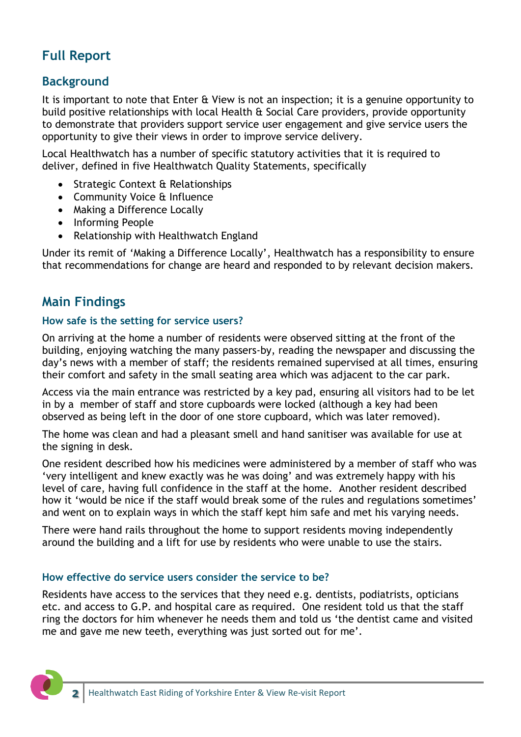# Full Report

## Background

It is important to note that Enter & View is not an inspection; it is a genuine opportunity to build positive relationships with local Health & Social Care providers, provide opportunity to demonstrate that providers support service user engagement and give service users the opportunity to give their views in order to improve service delivery.

Local Healthwatch has a number of specific statutory activities that it is required to deliver, defined in five Healthwatch Quality Statements, specifically

- Strategic Context & Relationships
- Community Voice & Influence
- Making a Difference Locally
- Informing People
- Relationship with Healthwatch England

Under its remit of 'Making a Difference Locally', Healthwatch has a responsibility to ensure that recommendations for change are heard and responded to by relevant decision makers.

## Main Findings

### How safe is the setting for service users?

On arriving at the home a number of residents were observed sitting at the front of the building, enjoying watching the many passers-by, reading the newspaper and discussing the day's news with a member of staff; the residents remained supervised at all times, ensuring their comfort and safety in the small seating area which was adjacent to the car park.

Access via the main entrance was restricted by a key pad, ensuring all visitors had to be let in by a member of staff and store cupboards were locked (although a key had been observed as being left in the door of one store cupboard, which was later removed).

The home was clean and had a pleasant smell and hand sanitiser was available for use at the signing in desk.

One resident described how his medicines were administered by a member of staff who was 'very intelligent and knew exactly was he was doing' and was extremely happy with his level of care, having full confidence in the staff at the home. Another resident described how it 'would be nice if the staff would break some of the rules and regulations sometimes' and went on to explain ways in which the staff kept him safe and met his varying needs.

There were hand rails throughout the home to support residents moving independently around the building and a lift for use by residents who were unable to use the stairs.

### How effective do service users consider the service to be?

Residents have access to the services that they need e.g. dentists, podiatrists, opticians etc. and access to G.P. and hospital care as required. One resident told us that the staff ring the doctors for him whenever he needs them and told us 'the dentist came and visited me and gave me new teeth, everything was just sorted out for me'.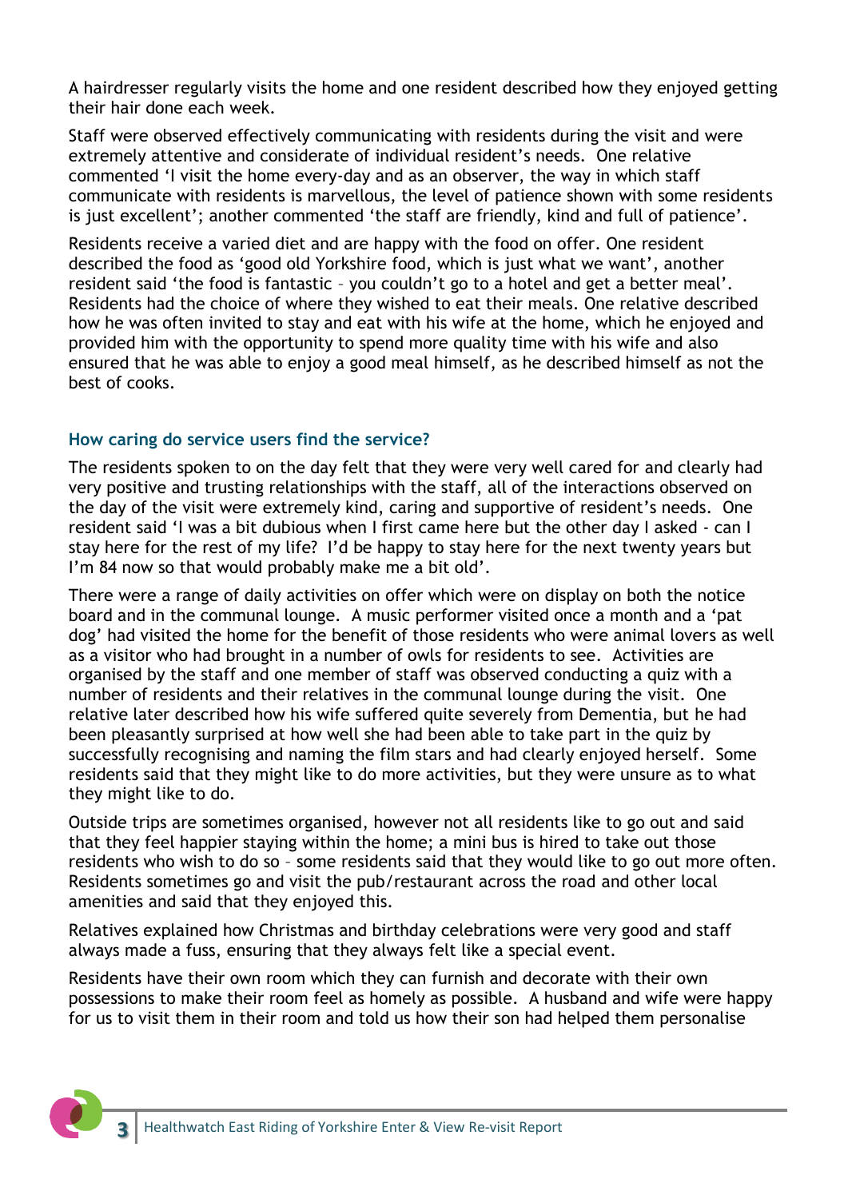A hairdresser regularly visits the home and one resident described how they enjoyed getting their hair done each week.

Staff were observed effectively communicating with residents during the visit and were extremely attentive and considerate of individual resident's needs. One relative commented 'I visit the home every-day and as an observer, the way in which staff communicate with residents is marvellous, the level of patience shown with some residents is just excellent'; another commented 'the staff are friendly, kind and full of patience'.

Residents receive a varied diet and are happy with the food on offer. One resident described the food as 'good old Yorkshire food, which is just what we want', another resident said 'the food is fantastic – you couldn't go to a hotel and get a better meal'. Residents had the choice of where they wished to eat their meals. One relative described how he was often invited to stay and eat with his wife at the home, which he enjoyed and provided him with the opportunity to spend more quality time with his wife and also ensured that he was able to enjoy a good meal himself, as he described himself as not the best of cooks.

### How caring do service users find the service?

The residents spoken to on the day felt that they were very well cared for and clearly had very positive and trusting relationships with the staff, all of the interactions observed on the day of the visit were extremely kind, caring and supportive of resident's needs. One resident said 'I was a bit dubious when I first came here but the other day I asked - can I stay here for the rest of my life? I'd be happy to stay here for the next twenty years but I'm 84 now so that would probably make me a bit old'.

There were a range of daily activities on offer which were on display on both the notice board and in the communal lounge. A music performer visited once a month and a 'pat dog' had visited the home for the benefit of those residents who were animal lovers as well as a visitor who had brought in a number of owls for residents to see. Activities are organised by the staff and one member of staff was observed conducting a quiz with a number of residents and their relatives in the communal lounge during the visit. One relative later described how his wife suffered quite severely from Dementia, but he had been pleasantly surprised at how well she had been able to take part in the quiz by successfully recognising and naming the film stars and had clearly enjoyed herself. Some residents said that they might like to do more activities, but they were unsure as to what they might like to do.

Outside trips are sometimes organised, however not all residents like to go out and said that they feel happier staying within the home; a mini bus is hired to take out those residents who wish to do so – some residents said that they would like to go out more often. Residents sometimes go and visit the pub/restaurant across the road and other local amenities and said that they enjoyed this.

Relatives explained how Christmas and birthday celebrations were very good and staff always made a fuss, ensuring that they always felt like a special event.

Residents have their own room which they can furnish and decorate with their own possessions to make their room feel as homely as possible. A husband and wife were happy for us to visit them in their room and told us how their son had helped them personalise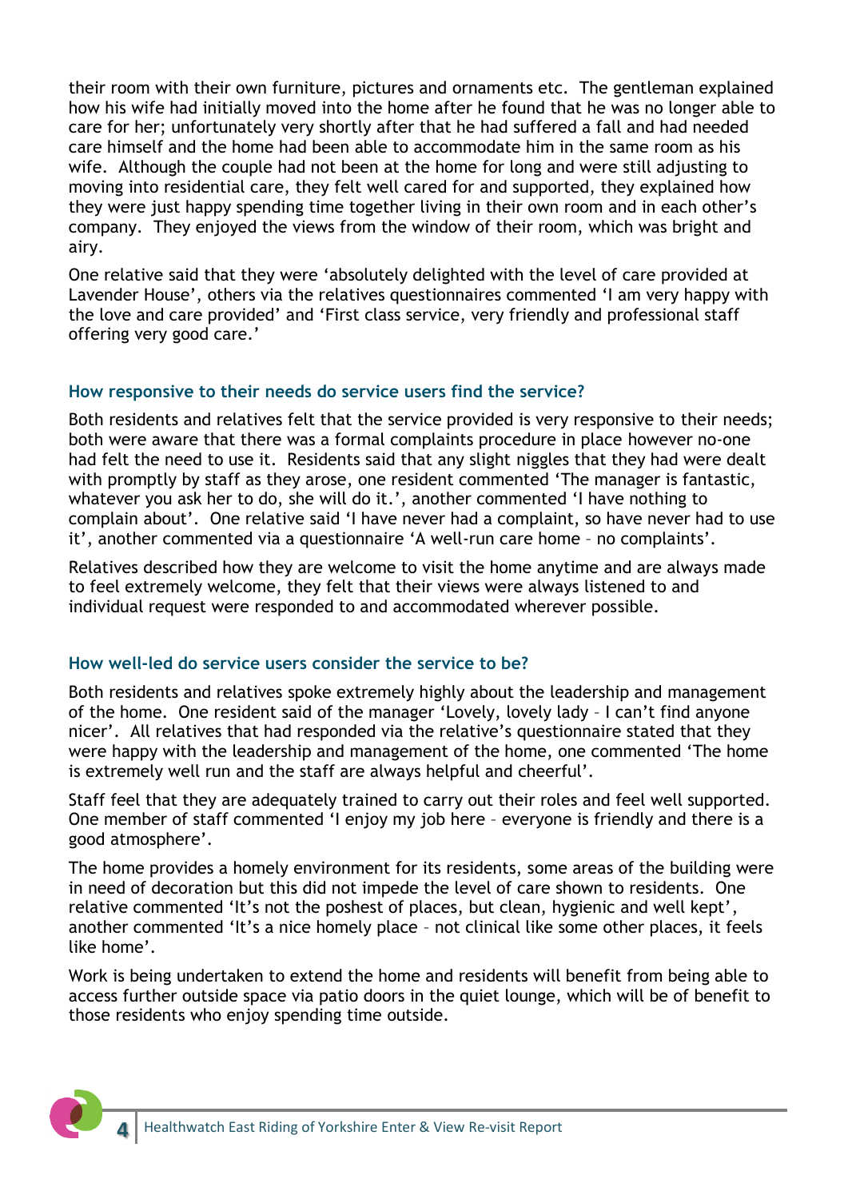their room with their own furniture, pictures and ornaments etc. The gentleman explained how his wife had initially moved into the home after he found that he was no longer able to care for her; unfortunately very shortly after that he had suffered a fall and had needed care himself and the home had been able to accommodate him in the same room as his wife. Although the couple had not been at the home for long and were still adjusting to moving into residential care, they felt well cared for and supported, they explained how they were just happy spending time together living in their own room and in each other's company. They enjoyed the views from the window of their room, which was bright and airy.

One relative said that they were 'absolutely delighted with the level of care provided at Lavender House', others via the relatives questionnaires commented 'I am very happy with the love and care provided' and 'First class service, very friendly and professional staff offering very good care.'

### How responsive to their needs do service users find the service?

Both residents and relatives felt that the service provided is very responsive to their needs; both were aware that there was a formal complaints procedure in place however no-one had felt the need to use it. Residents said that any slight niggles that they had were dealt with promptly by staff as they arose, one resident commented 'The manager is fantastic, whatever you ask her to do, she will do it.', another commented 'I have nothing to complain about'. One relative said 'I have never had a complaint, so have never had to use it', another commented via a questionnaire 'A well-run care home – no complaints'.

Relatives described how they are welcome to visit the home anytime and are always made to feel extremely welcome, they felt that their views were always listened to and individual request were responded to and accommodated wherever possible.

### How well-led do service users consider the service to be?

Both residents and relatives spoke extremely highly about the leadership and management of the home. One resident said of the manager 'Lovely, lovely lady – I can't find anyone nicer'. All relatives that had responded via the relative's questionnaire stated that they were happy with the leadership and management of the home, one commented 'The home is extremely well run and the staff are always helpful and cheerful'.

Staff feel that they are adequately trained to carry out their roles and feel well supported. One member of staff commented 'I enjoy my job here – everyone is friendly and there is a good atmosphere'.

The home provides a homely environment for its residents, some areas of the building were in need of decoration but this did not impede the level of care shown to residents. One relative commented 'It's not the poshest of places, but clean, hygienic and well kept', another commented 'It's a nice homely place – not clinical like some other places, it feels like home'.

Work is being undertaken to extend the home and residents will benefit from being able to access further outside space via patio doors in the quiet lounge, which will be of benefit to those residents who enjoy spending time outside.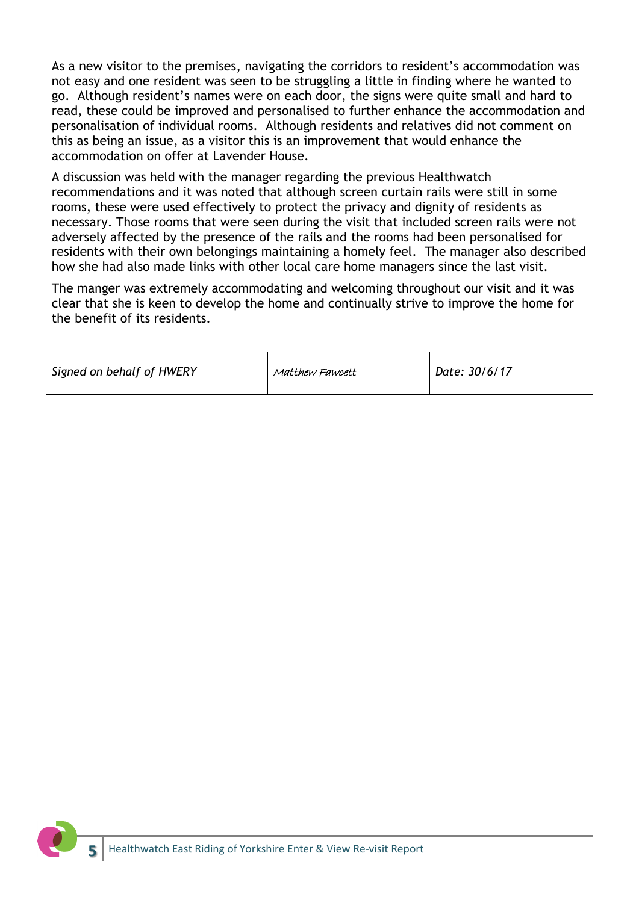As a new visitor to the premises, navigating the corridors to resident's accommodation was not easy and one resident was seen to be struggling a little in finding where he wanted to go. Although resident's names were on each door, the signs were quite small and hard to read, these could be improved and personalised to further enhance the accommodation and personalisation of individual rooms. Although residents and relatives did not comment on this as being an issue, as a visitor this is an improvement that would enhance the accommodation on offer at Lavender House.

A discussion was held with the manager regarding the previous Healthwatch recommendations and it was noted that although screen curtain rails were still in some rooms, these were used effectively to protect the privacy and dignity of residents as necessary. Those rooms that were seen during the visit that included screen rails were not adversely affected by the presence of the rails and the rooms had been personalised for residents with their own belongings maintaining a homely feel. The manager also described how she had also made links with other local care home managers since the last visit.

The manger was extremely accommodating and welcoming throughout our visit and it was clear that she is keen to develop the home and continually strive to improve the home for the benefit of its residents.

| *Signed on behalf of HWERY* | *Matthew Fawcett* | *Date: 30/6/17* |
|---|---|---|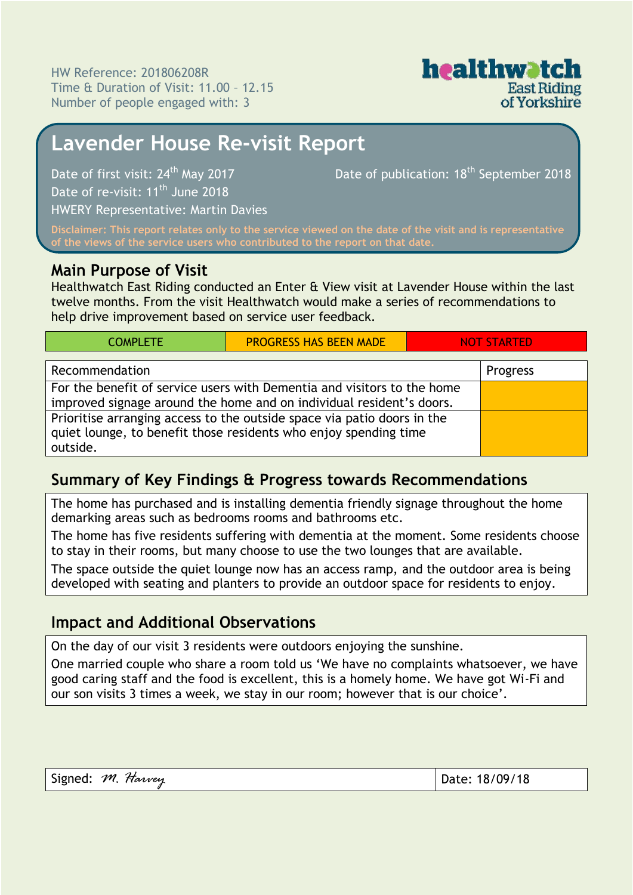HW Reference: 201806208R
Time & Duration of Visit: 11.00 – 12.15
Number of people engaged with: 3

healthwatch East Riding of Yorkshire

# Lavender House Re-visit Report

Date of first visit: 24th May 2017

Date of publication: 18th September 2018

Date of re-visit: 11th June 2018

HWERY Representative: Martin Davies

**Disclaimer: This report relates only to the service viewed on the date of the visit and is representative of the views of the service users who contributed to the report on that date.**

## Main Purpose of Visit

Healthwatch East Riding conducted an Enter & View visit at Lavender House within the last twelve months. From the visit Healthwatch would make a series of recommendations to help drive improvement based on service user feedback.

| COMPLETE | PROGRESS HAS BEEN MADE | NOT STARTED |
|---|---|---|

| Recommendation | Progress |
|---|---|
| For the benefit of service users with Dementia and visitors to the home improved signage around the home and on individual resident's doors. | PROGRESS HAS BEEN MADE |
| Prioritise arranging access to the outside space via patio doors in the quiet lounge, to benefit those residents who enjoy spending time outside. | PROGRESS HAS BEEN MADE |

## Summary of Key Findings & Progress towards Recommendations

The home has purchased and is installing dementia friendly signage throughout the home demarking areas such as bedrooms rooms and bathrooms etc.

The home has five residents suffering with dementia at the moment. Some residents choose to stay in their rooms, but many choose to use the two lounges that are available.

The space outside the quiet lounge now has an access ramp, and the outdoor area is being developed with seating and planters to provide an outdoor space for residents to enjoy.

## Impact and Additional Observations

On the day of our visit 3 residents were outdoors enjoying the sunshine.

One married couple who share a room told us 'We have no complaints whatsoever, we have good caring staff and the food is excellent, this is a homely home. We have got Wi-Fi and our son visits 3 times a week, we stay in our room; however that is our choice'.

| Signed: *M. Harvey* | Date: 18/09/18 |
|---|---|